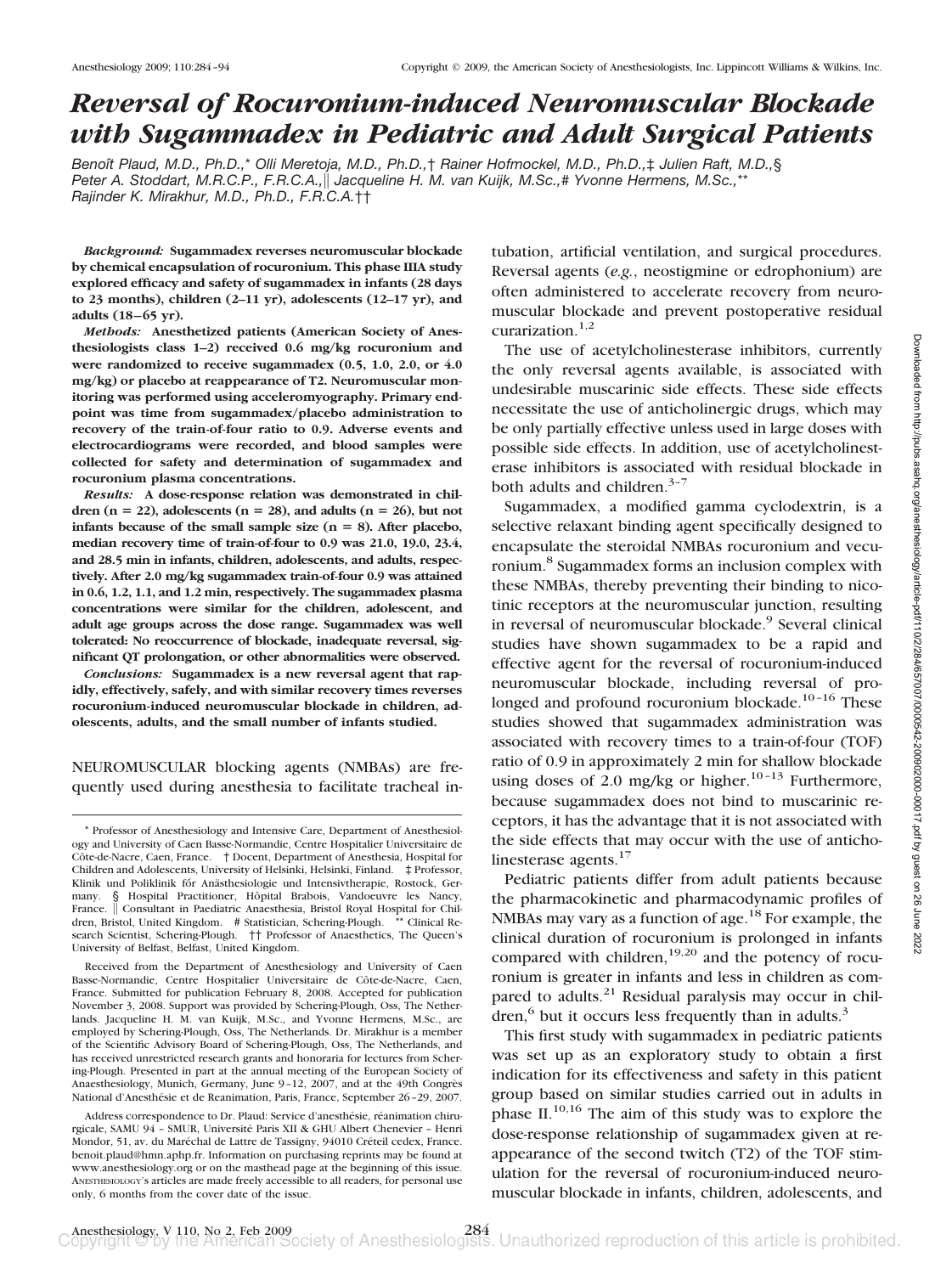# Reversal of Rocuronium-induced Neuromuscular Blockade with Sugammadex in Pediatric and Adult Surgical Patients

*Benoît Plaud, M.D., Ph.D.,\* Olli Meretoja, M.D., Ph.D.,† Rainer Hofmockel, M.D., Ph.D.,‡ Julien Raft, M.D.,§ Peter A. Stoddart, M.R.C.P., F.R.C.A.,‖ Jacqueline H. M. van Kuijk, M.Sc.,# Yvonne Hermens, M.Sc.,\*\* Rajinder K. Mirakhur, M.D., Ph.D., F.R.C.A.††*

***Background:*** **Sugammadex reverses neuromuscular blockade by chemical encapsulation of rocuronium. This phase IIIA study explored efficacy and safety of sugammadex in infants (28 days to 23 months), children (2–11 yr), adolescents (12–17 yr), and adults (18–65 yr).**

***Methods:*** **Anesthetized patients (American Society of Anesthesiologists class 1–2) received 0.6 mg/kg rocuronium and were randomized to receive sugammadex (0.5, 1.0, 2.0, or 4.0 mg/kg) or placebo at reappearance of T2. Neuromuscular monitoring was performed using acceleromyography. Primary endpoint was time from sugammadex/placebo administration to recovery of the train-of-four ratio to 0.9. Adverse events and electrocardiograms were recorded, and blood samples were collected for safety and determination of sugammadex and rocuronium plasma concentrations.**

***Results:*** **A dose-response relation was demonstrated in children (n = 22), adolescents (n = 28), and adults (n = 26), but not infants because of the small sample size (n = 8). After placebo, median recovery time of train-of-four to 0.9 was 21.0, 19.0, 23.4, and 28.5 min in infants, children, adolescents, and adults, respectively. After 2.0 mg/kg sugammadex train-of-four 0.9 was attained in 0.6, 1.2, 1.1, and 1.2 min, respectively. The sugammadex plasma concentrations were similar for the children, adolescent, and adult age groups across the dose range. Sugammadex was well tolerated: No reoccurrence of blockade, inadequate reversal, significant QT prolongation, or other abnormalities were observed.**

***Conclusions:*** **Sugammadex is a new reversal agent that rapidly, effectively, safely, and with similar recovery times reverses rocuronium-induced neuromuscular blockade in children, adolescents, adults, and the small number of infants studied.**

NEUROMUSCULAR blocking agents (NMBAs) are frequently used during anesthesia to facilitate tracheal intubation, artificial ventilation, and surgical procedures. Reversal agents (*e.g.*, neostigmine or edrophonium) are often administered to accelerate recovery from neuromuscular blockade and prevent postoperative residual curarization.[1,2]

The use of acetylcholinesterase inhibitors, currently the only reversal agents available, is associated with undesirable muscarinic side effects. These side effects necessitate the use of anticholinergic drugs, which may be only partially effective unless used in large doses with possible side effects. In addition, use of acetylcholinesterase inhibitors is associated with residual blockade in both adults and children.[3–7]

Sugammadex, a modified gamma cyclodextrin, is a selective relaxant binding agent specifically designed to encapsulate the steroidal NMBAs rocuronium and vecuronium.[8] Sugammadex forms an inclusion complex with these NMBAs, thereby preventing their binding to nicotinic receptors at the neuromuscular junction, resulting in reversal of neuromuscular blockade.[9] Several clinical studies have shown sugammadex to be a rapid and effective agent for the reversal of rocuronium-induced neuromuscular blockade, including reversal of prolonged and profound rocuronium blockade.[10–16] These studies showed that sugammadex administration was associated with recovery times to a train-of-four (TOF) ratio of 0.9 in approximately 2 min for shallow blockade using doses of 2.0 mg/kg or higher.[10–13] Furthermore, because sugammadex does not bind to muscarinic receptors, it has the advantage that it is not associated with the side effects that may occur with the use of anticholinesterase agents.[17]

Pediatric patients differ from adult patients because the pharmacokinetic and pharmacodynamic profiles of NMBAs may vary as a function of age.[18] For example, the clinical duration of rocuronium is prolonged in infants compared with children,[19,20] and the potency of rocuronium is greater in infants and less in children as compared to adults.[21] Residual paralysis may occur in children,[6] but it occurs less frequently than in adults.[3]

This first study with sugammadex in pediatric patients was set up as an exploratory study to obtain a first indication for its effectiveness and safety in this patient group based on similar studies carried out in adults in phase II.[10,16] The aim of this study was to explore the dose-response relationship of sugammadex given at reappearance of the second twitch (T2) of the TOF stimulation for the reversal of rocuronium-induced neuromuscular blockade in infants, children, adolescents, and

---

\* Professor of Anesthesiology and Intensive Care, Department of Anesthesiology and University of Caen Basse-Normandie, Centre Hospitalier Universitaire de Côte-de-Nacre, Caen, France. † Docent, Department of Anesthesia, Hospital for Children and Adolescents, University of Helsinki, Helsinki, Finland. ‡ Professor, Klinik und Poliklinik för Anästhesiologie und Intensivtherapie, Rostock, Germany. § Hospital Practitioner, Hôpital Brabois, Vandoeuvre les Nancy, France. ‖ Consultant in Paediatric Anaesthesia, Bristol Royal Hospital for Children, Bristol, United Kingdom. # Statistician, Schering-Plough. \*\* Clinical Research Scientist, Schering-Plough. †† Professor of Anaesthetics, The Queen's University of Belfast, Belfast, United Kingdom.

Received from the Department of Anesthesiology and University of Caen Basse-Normandie, Centre Hospitalier Universitaire de Côte-de-Nacre, Caen, France. Submitted for publication February 8, 2008. Accepted for publication November 3, 2008. Support was provided by Schering-Plough, Oss, The Netherlands. Jacqueline H. M. van Kuijk, M.Sc., and Yvonne Hermens, M.Sc., are employed by Schering-Plough, Oss, The Netherlands. Dr. Mirakhur is a member of the Scientific Advisory Board of Schering-Plough, Oss, The Netherlands, and has received unrestricted research grants and honoraria for lectures from Schering-Plough. Presented in part at the annual meeting of the European Society of Anaesthesiology, Munich, Germany, June 9–12, 2007, and at the 49th Congrès National d'Anesthésie et de Reanimation, Paris, France, September 26–29, 2007.

Address correspondence to Dr. Plaud: Service d'anesthésie, réanimation chirurgicale, SAMU 94 – SMUR, Université Paris XII & GHU Albert Chenevier – Henri Mondor, 51, av. du Maréchal de Lattre de Tassigny, 94010 Créteil cedex, France. benoit.plaud@hmn.aphp.fr. Information on purchasing reprints may be found at www.anesthesiology.org or on the masthead page at the beginning of this issue. ANESTHESIOLOGY's articles are made freely accessible to all readers, for personal use only, 6 months from the cover date of the issue.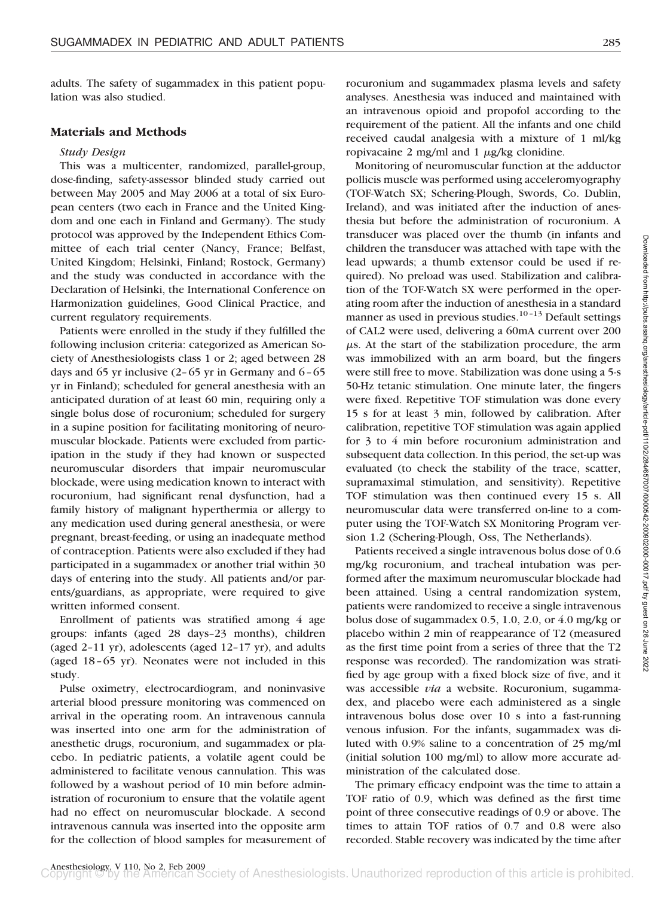adults. The safety of sugammadex in this patient population was also studied.

## Materials and Methods

### *Study Design*

This was a multicenter, randomized, parallel-group, dose-finding, safety-assessor blinded study carried out between May 2005 and May 2006 at a total of six European centers (two each in France and the United Kingdom and one each in Finland and Germany). The study protocol was approved by the Independent Ethics Committee of each trial center (Nancy, France; Belfast, United Kingdom; Helsinki, Finland; Rostock, Germany) and the study was conducted in accordance with the Declaration of Helsinki, the International Conference on Harmonization guidelines, Good Clinical Practice, and current regulatory requirements.

Patients were enrolled in the study if they fulfilled the following inclusion criteria: categorized as American Society of Anesthesiologists class 1 or 2; aged between 28 days and 65 yr inclusive (2–65 yr in Germany and 6–65 yr in Finland); scheduled for general anesthesia with an anticipated duration of at least 60 min, requiring only a single bolus dose of rocuronium; scheduled for surgery in a supine position for facilitating monitoring of neuromuscular blockade. Patients were excluded from participation in the study if they had known or suspected neuromuscular disorders that impair neuromuscular blockade, were using medication known to interact with rocuronium, had significant renal dysfunction, had a family history of malignant hyperthermia or allergy to any medication used during general anesthesia, or were pregnant, breast-feeding, or using an inadequate method of contraception. Patients were also excluded if they had participated in a sugammadex or another trial within 30 days of entering into the study. All patients and/or parents/guardians, as appropriate, were required to give written informed consent.

Enrollment of patients was stratified among 4 age groups: infants (aged 28 days–23 months), children (aged 2–11 yr), adolescents (aged 12–17 yr), and adults (aged 18–65 yr). Neonates were not included in this study.

Pulse oximetry, electrocardiogram, and noninvasive arterial blood pressure monitoring was commenced on arrival in the operating room. An intravenous cannula was inserted into one arm for the administration of anesthetic drugs, rocuronium, and sugammadex or placebo. In pediatric patients, a volatile agent could be administered to facilitate venous cannulation. This was followed by a washout period of 10 min before administration of rocuronium to ensure that the volatile agent had no effect on neuromuscular blockade. A second intravenous cannula was inserted into the opposite arm for the collection of blood samples for measurement of rocuronium and sugammadex plasma levels and safety analyses. Anesthesia was induced and maintained with an intravenous opioid and propofol according to the requirement of the patient. All the infants and one child received caudal analgesia with a mixture of 1 ml/kg ropivacaine 2 mg/ml and 1 $\mu$g/kg clonidine.

Monitoring of neuromuscular function at the adductor pollicis muscle was performed using acceleromyography (TOF-Watch SX; Schering-Plough, Swords, Co. Dublin, Ireland), and was initiated after the induction of anesthesia but before the administration of rocuronium. A transducer was placed over the thumb (in infants and children the transducer was attached with tape with the lead upwards; a thumb extensor could be used if required). No preload was used. Stabilization and calibration of the TOF-Watch SX were performed in the operating room after the induction of anesthesia in a standard manner as used in previous studies.[10–13] Default settings of CAL2 were used, delivering a 60mA current over 200 $\mu$s. At the start of the stabilization procedure, the arm was immobilized with an arm board, but the fingers were still free to move. Stabilization was done using a 5-s 50-Hz tetanic stimulation. One minute later, the fingers were fixed. Repetitive TOF stimulation was done every 15 s for at least 3 min, followed by calibration. After calibration, repetitive TOF stimulation was again applied for 3 to 4 min before rocuronium administration and subsequent data collection. In this period, the set-up was evaluated (to check the stability of the trace, scatter, supramaximal stimulation, and sensitivity). Repetitive TOF stimulation was then continued every 15 s. All neuromuscular data were transferred on-line to a computer using the TOF-Watch SX Monitoring Program version 1.2 (Schering-Plough, Oss, The Netherlands).

Patients received a single intravenous bolus dose of 0.6 mg/kg rocuronium, and tracheal intubation was performed after the maximum neuromuscular blockade had been attained. Using a central randomization system, patients were randomized to receive a single intravenous bolus dose of sugammadex 0.5, 1.0, 2.0, or 4.0 mg/kg or placebo within 2 min of reappearance of T2 (measured as the first time point from a series of three that the T2 response was recorded). The randomization was stratified by age group with a fixed block size of five, and it was accessible *via* a website. Rocuronium, sugammadex, and placebo were each administered as a single intravenous bolus dose over 10 s into a fast-running venous infusion. For the infants, sugammadex was diluted with 0.9% saline to a concentration of 25 mg/ml (initial solution 100 mg/ml) to allow more accurate administration of the calculated dose.

The primary efficacy endpoint was the time to attain a TOF ratio of 0.9, which was defined as the first time point of three consecutive readings of 0.9 or above. The times to attain TOF ratios of 0.7 and 0.8 were also recorded. Stable recovery was indicated by the time after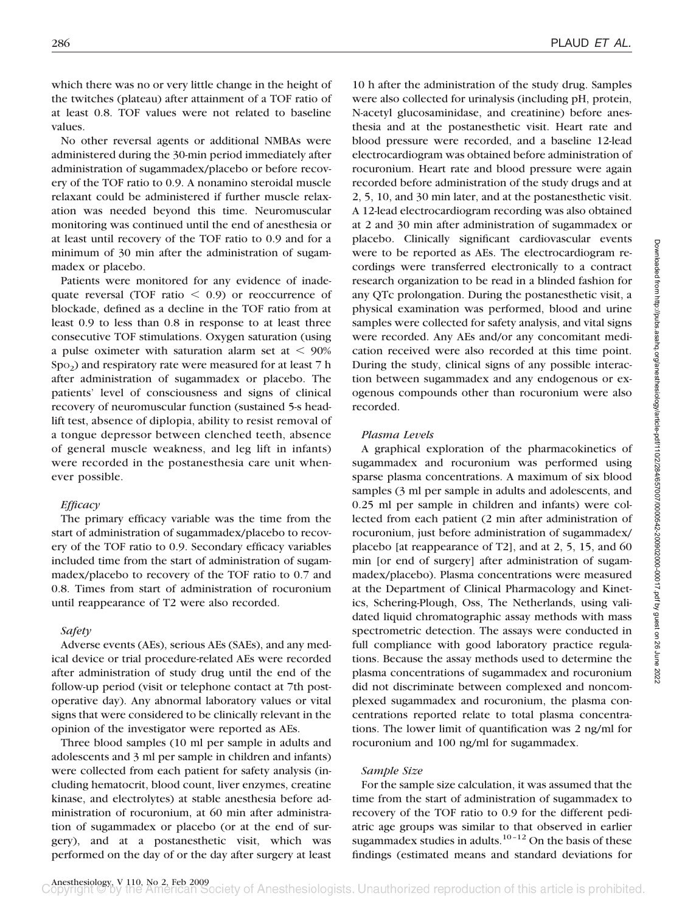which there was no or very little change in the height of the twitches (plateau) after attainment of a TOF ratio of at least 0.8. TOF values were not related to baseline values.

No other reversal agents or additional NMBAs were administered during the 30-min period immediately after administration of sugammadex/placebo or before recovery of the TOF ratio to 0.9. A nonamino steroidal muscle relaxant could be administered if further muscle relaxation was needed beyond this time. Neuromuscular monitoring was continued until the end of anesthesia or at least until recovery of the TOF ratio to 0.9 and for a minimum of 30 min after the administration of sugammadex or placebo.

Patients were monitored for any evidence of inadequate reversal (TOF ratio < 0.9) or reoccurrence of blockade, defined as a decline in the TOF ratio from at least 0.9 to less than 0.8 in response to at least three consecutive TOF stimulations. Oxygen saturation (using a pulse oximeter with saturation alarm set at < 90% $Spo_2$) and respiratory rate were measured for at least 7 h after administration of sugammadex or placebo. The patients' level of consciousness and signs of clinical recovery of neuromuscular function (sustained 5-s head-lift test, absence of diplopia, ability to resist removal of a tongue depressor between clenched teeth, absence of general muscle weakness, and leg lift in infants) were recorded in the postanesthesia care unit whenever possible.

*Efficacy*

The primary efficacy variable was the time from the start of administration of sugammadex/placebo to recovery of the TOF ratio to 0.9. Secondary efficacy variables included time from the start of administration of sugammadex/placebo to recovery of the TOF ratio to 0.7 and 0.8. Times from start of administration of rocuronium until reappearance of T2 were also recorded.

*Safety*

Adverse events (AEs), serious AEs (SAEs), and any medical device or trial procedure-related AEs were recorded after administration of study drug until the end of the follow-up period (visit or telephone contact at 7th postoperative day). Any abnormal laboratory values or vital signs that were considered to be clinically relevant in the opinion of the investigator were reported as AEs.

Three blood samples (10 ml per sample in adults and adolescents and 3 ml per sample in children and infants) were collected from each patient for safety analysis (including hematocrit, blood count, liver enzymes, creatine kinase, and electrolytes) at stable anesthesia before administration of rocuronium, at 60 min after administration of sugammadex or placebo (or at the end of surgery), and at a postanesthetic visit, which was performed on the day of or the day after surgery at least 10 h after the administration of the study drug. Samples were also collected for urinalysis (including pH, protein, N-acetyl glucosaminidase, and creatinine) before anesthesia and at the postanesthetic visit. Heart rate and blood pressure were recorded, and a baseline 12-lead electrocardiogram was obtained before administration of rocuronium. Heart rate and blood pressure were again recorded before administration of the study drugs and at 2, 5, 10, and 30 min later, and at the postanesthetic visit. A 12-lead electrocardiogram recording was also obtained at 2 and 30 min after administration of sugammadex or placebo. Clinically significant cardiovascular events were to be reported as AEs. The electrocardiogram recordings were transferred electronically to a contract research organization to be read in a blinded fashion for any QTc prolongation. During the postanesthetic visit, a physical examination was performed, blood and urine samples were collected for safety analysis, and vital signs were recorded. Any AEs and/or any concomitant medication received were also recorded at this time point. During the study, clinical signs of any possible interaction between sugammadex and any endogenous or exogenous compounds other than rocuronium were also recorded.

*Plasma Levels*

A graphical exploration of the pharmacokinetics of sugammadex and rocuronium was performed using sparse plasma concentrations. A maximum of six blood samples (3 ml per sample in adults and adolescents, and 0.25 ml per sample in children and infants) were collected from each patient (2 min after administration of rocuronium, just before administration of sugammadex/placebo [at reappearance of T2], and at 2, 5, 15, and 60 min [or end of surgery] after administration of sugammadex/placebo). Plasma concentrations were measured at the Department of Clinical Pharmacology and Kinetics, Schering-Plough, Oss, The Netherlands, using validated liquid chromatographic assay methods with mass spectrometric detection. The assays were conducted in full compliance with good laboratory practice regulations. Because the assay methods used to determine the plasma concentrations of sugammadex and rocuronium did not discriminate between complexed and noncomplexed sugammadex and rocuronium, the plasma concentrations reported relate to total plasma concentrations. The lower limit of quantification was 2 ng/ml for rocuronium and 100 ng/ml for sugammadex.

*Sample Size*

For the sample size calculation, it was assumed that the time from the start of administration of sugammadex to recovery of the TOF ratio to 0.9 for the different pediatric age groups was similar to that observed in earlier sugammadex studies in adults.[10–12] On the basis of these findings (estimated means and standard deviations for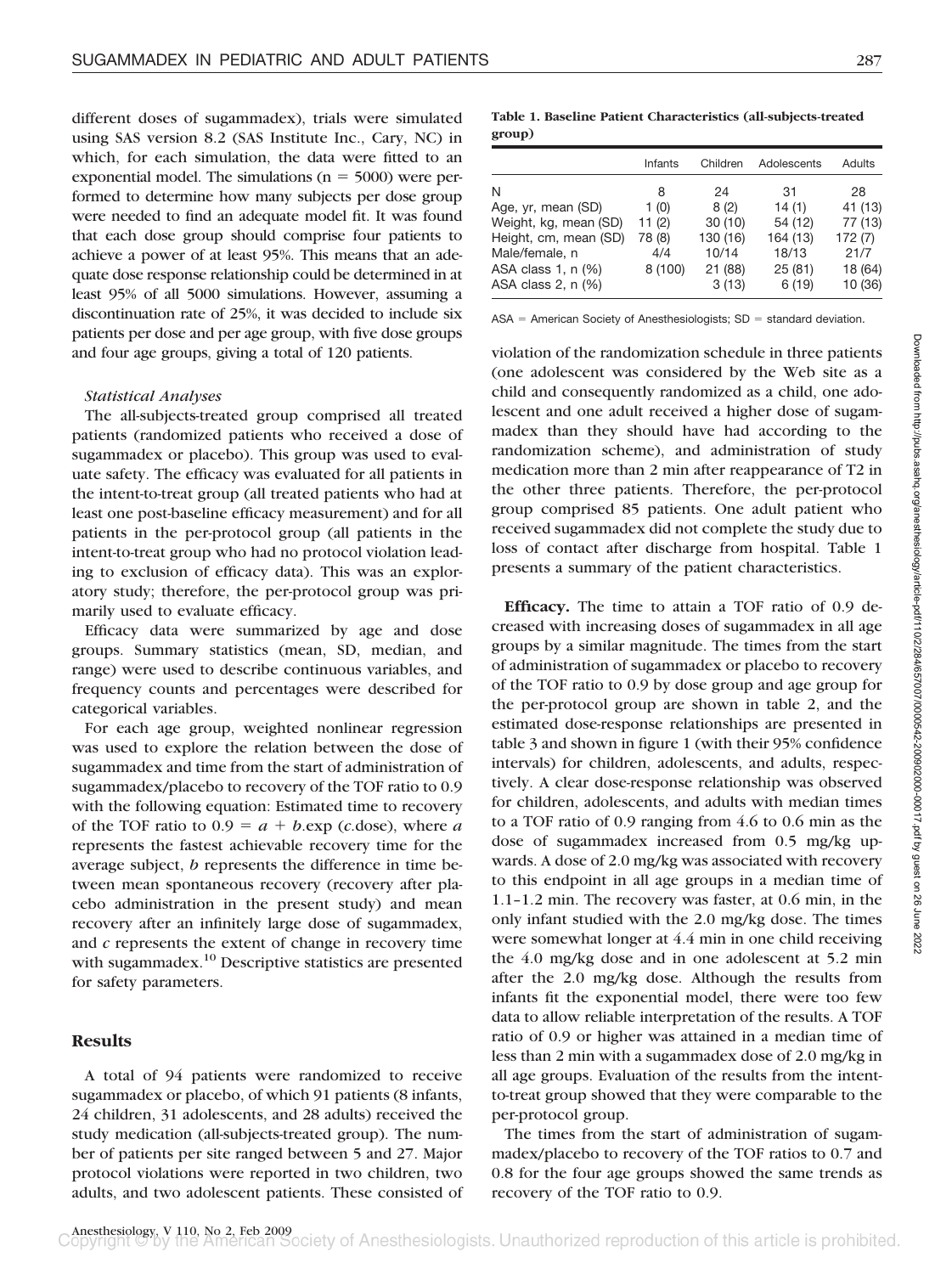different doses of sugammadex), trials were simulated using SAS version 8.2 (SAS Institute Inc., Cary, NC) in which, for each simulation, the data were fitted to an exponential model. The simulations ($n = 5000$) were performed to determine how many subjects per dose group were needed to find an adequate model fit. It was found that each dose group should comprise four patients to achieve a power of at least 95%. This means that an adequate dose response relationship could be determined in at least 95% of all 5000 simulations. However, assuming a discontinuation rate of 25%, it was decided to include six patients per dose and per age group, with five dose groups and four age groups, giving a total of 120 patients.

### *Statistical Analyses*

The all-subjects-treated group comprised all treated patients (randomized patients who received a dose of sugammadex or placebo). This group was used to evaluate safety. The efficacy was evaluated for all patients in the intent-to-treat group (all treated patients who had at least one post-baseline efficacy measurement) and for all patients in the per-protocol group (all patients in the intent-to-treat group who had no protocol violation leading to exclusion of efficacy data). This was an exploratory study; therefore, the per-protocol group was primarily used to evaluate efficacy.

Efficacy data were summarized by age and dose groups. Summary statistics (mean, SD, median, and range) were used to describe continuous variables, and frequency counts and percentages were described for categorical variables.

For each age group, weighted nonlinear regression was used to explore the relation between the dose of sugammadex and time from the start of administration of sugammadex/placebo to recovery of the TOF ratio to 0.9 with the following equation: Estimated time to recovery of the TOF ratio to $0.9 = a + b.\exp(c.\text{dose})$, where $a$ represents the fastest achievable recovery time for the average subject, $b$ represents the difference in time between mean spontaneous recovery (recovery after placebo administration in the present study) and mean recovery after an infinitely large dose of sugammadex, and $c$ represents the extent of change in recovery time with sugammadex.[10] Descriptive statistics are presented for safety parameters.

## Results

A total of 94 patients were randomized to receive sugammadex or placebo, of which 91 patients (8 infants, 24 children, 31 adolescents, and 28 adults) received the study medication (all-subjects-treated group). The number of patients per site ranged between 5 and 27. Major protocol violations were reported in two children, two adults, and two adolescent patients. These consisted of violation of the randomization schedule in three patients (one adolescent was considered by the Web site as a child and consequently randomized as a child, one adolescent and one adult received a higher dose of sugammadex than they should have had according to the randomization scheme), and administration of study medication more than 2 min after reappearance of T2 in the other three patients. Therefore, the per-protocol group comprised 85 patients. One adult patient who received sugammadex did not complete the study due to loss of contact after discharge from hospital. Table 1 presents a summary of the patient characteristics.

**Table 1. Baseline Patient Characteristics (all-subjects-treated group)**

| | Infants | Children | Adolescents | Adults |
|---|---|---|---|---|
| N | 8 | 24 | 31 | 28 |
| Age, yr, mean (SD) | 1 (0) | 8 (2) | 14 (1) | 41 (13) |
| Weight, kg, mean (SD) | 11 (2) | 30 (10) | 54 (12) | 77 (13) |
| Height, cm, mean (SD) | 78 (8) | 130 (16) | 164 (13) | 172 (7) |
| Male/female, n | 4/4 | 10/14 | 18/13 | 21/7 |
| ASA class 1, n (%) | 8 (100) | 21 (88) | 25 (81) | 18 (64) |
| ASA class 2, n (%) | | 3 (13) | 6 (19) | 10 (36) |

ASA = American Society of Anesthesiologists; SD = standard deviation.

**Efficacy.** The time to attain a TOF ratio of 0.9 decreased with increasing doses of sugammadex in all age groups by a similar magnitude. The times from the start of administration of sugammadex or placebo to recovery of the TOF ratio to 0.9 by dose group and age group for the per-protocol group are shown in table 2, and the estimated dose-response relationships are presented in table 3 and shown in figure 1 (with their 95% confidence intervals) for children, adolescents, and adults, respectively. A clear dose-response relationship was observed for children, adolescents, and adults with median times to a TOF ratio of 0.9 ranging from 4.6 to 0.6 min as the dose of sugammadex increased from 0.5 mg/kg upwards. A dose of 2.0 mg/kg was associated with recovery to this endpoint in all age groups in a median time of 1.1–1.2 min. The recovery was faster, at 0.6 min, in the only infant studied with the 2.0 mg/kg dose. The times were somewhat longer at 4.4 min in one child receiving the 4.0 mg/kg dose and in one adolescent at 5.2 min after the 2.0 mg/kg dose. Although the results from infants fit the exponential model, there were too few data to allow reliable interpretation of the results. A TOF ratio of 0.9 or higher was attained in a median time of less than 2 min with a sugammadex dose of 2.0 mg/kg in all age groups. Evaluation of the results from the intent-to-treat group showed that they were comparable to the per-protocol group.

The times from the start of administration of sugammadex/placebo to recovery of the TOF ratios to 0.7 and 0.8 for the four age groups showed the same trends as recovery of the TOF ratio to 0.9.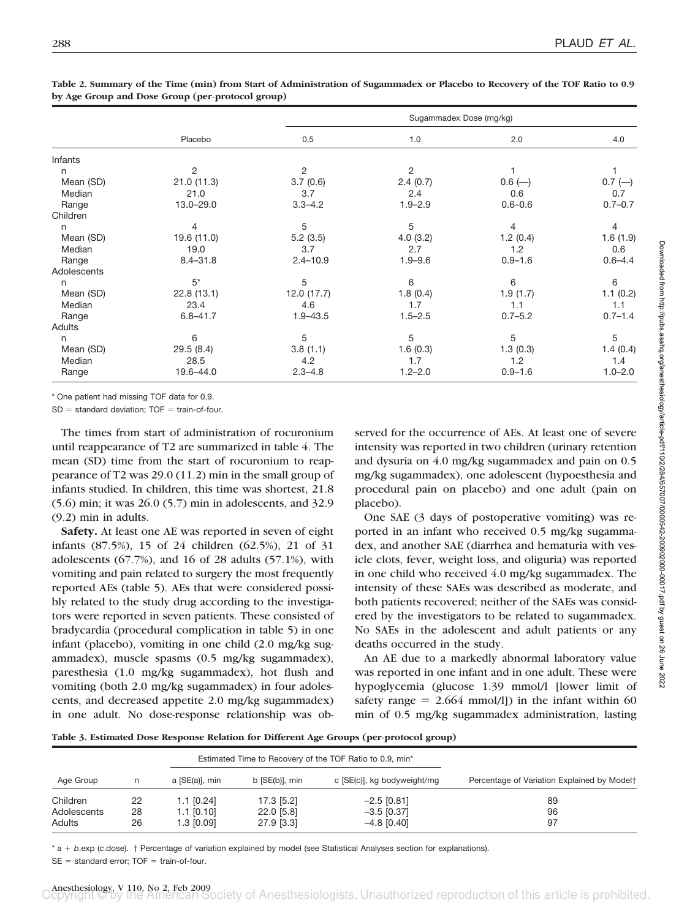**Table 2. Summary of the Time (min) from Start of Administration of Sugammadex or Placebo to Recovery of the TOF Ratio to 0.9 by Age Group and Dose Group (per-protocol group)**

| | Placebo | Sugammadex Dose (mg/kg) | | | |
|---|---|---|---|---|---|
| | | 0.5 | 1.0 | 2.0 | 4.0 |
| Infants | | | | | |
| n | 2 | 2 | 2 | 1 | 1 |
| Mean (SD) | 21.0 (11.3) | 3.7 (0.6) | 2.4 (0.7) | 0.6 (—) | 0.7 (—) |
| Median | 21.0 | 3.7 | 2.4 | 0.6 | 0.7 |
| Range | 13.0–29.0 | 3.3–4.2 | 1.9–2.9 | 0.6–0.6 | 0.7–0.7 |
| Children | | | | | |
| n | 4 | 5 | 5 | 4 | 4 |
| Mean (SD) | 19.6 (11.0) | 5.2 (3.5) | 4.0 (3.2) | 1.2 (0.4) | 1.6 (1.9) |
| Median | 19.0 | 3.7 | 2.7 | 1.2 | 0.6 |
| Range | 8.4–31.8 | 2.4–10.9 | 1.9–9.6 | 0.9–1.6 | 0.6–4.4 |
| Adolescents | | | | | |
| n | 5* | 5 | 6 | 6 | 6 |
| Mean (SD) | 22.8 (13.1) | 12.0 (17.7) | 1.8 (0.4) | 1.9 (1.7) | 1.1 (0.2) |
| Median | 23.4 | 4.6 | 1.7 | 1.1 | 1.1 |
| Range | 6.8–41.7 | 1.9–43.5 | 1.5–2.5 | 0.7–5.2 | 0.7–1.4 |
| Adults | | | | | |
| n | 6 | 5 | 5 | 5 | 5 |
| Mean (SD) | 29.5 (8.4) | 3.8 (1.1) | 1.6 (0.3) | 1.3 (0.3) | 1.4 (0.4) |
| Median | 28.5 | 4.2 | 1.7 | 1.2 | 1.4 |
| Range | 19.6–44.0 | 2.3–4.8 | 1.2–2.0 | 0.9–1.6 | 1.0–2.0 |

\* One patient had missing TOF data for 0.9.

SD = standard deviation; TOF = train-of-four.

The times from start of administration of rocuronium until reappearance of T2 are summarized in table 4. The mean (SD) time from the start of rocuronium to reappearance of T2 was 29.0 (11.2) min in the small group of infants studied. In children, this time was shortest, 21.8 (5.6) min; it was 26.0 (5.7) min in adolescents, and 32.9 (9.2) min in adults.

**Safety.** At least one AE was reported in seven of eight infants (87.5%), 15 of 24 children (62.5%), 21 of 31 adolescents (67.7%), and 16 of 28 adults (57.1%), with vomiting and pain related to surgery the most frequently reported AEs (table 5). AEs that were considered possibly related to the study drug according to the investigators were reported in seven patients. These consisted of bradycardia (procedural complication in table 5) in one infant (placebo), vomiting in one child (2.0 mg/kg sugammadex), muscle spasms (0.5 mg/kg sugammadex), paresthesia (1.0 mg/kg sugammadex), hot flush and vomiting (both 2.0 mg/kg sugammadex) in four adolescents, and decreased appetite 2.0 mg/kg sugammadex) in one adult. No dose-response relationship was observed for the occurrence of AEs. At least one of severe intensity was reported in two children (urinary retention and dysuria on 4.0 mg/kg sugammadex and pain on 0.5 mg/kg sugammadex), one adolescent (hypoesthesia and procedural pain on placebo) and one adult (pain on placebo).

One SAE (3 days of postoperative vomiting) was reported in an infant who received 0.5 mg/kg sugammadex, and another SAE (diarrhea and hematuria with vesicle clots, fever, weight loss, and oliguria) was reported in one child who received 4.0 mg/kg sugammadex. The intensity of these SAEs was described as moderate, and both patients recovered; neither of the SAEs was considered by the investigators to be related to sugammadex. No SAEs in the adolescent and adult patients or any deaths occurred in the study.

An AE due to a markedly abnormal laboratory value was reported in one infant and in one adult. These were hypoglycemia (glucose 1.39 mmol/l [lower limit of safety range = 2.664 mmol/l]) in the infant within 60 min of 0.5 mg/kg sugammadex administration, lasting

**Table 3. Estimated Dose Response Relation for Different Age Groups (per-protocol group)**

| Age Group | n | Estimated Time to Recovery of the TOF Ratio to 0.9, min* | | | Percentage of Variation Explained by Model† |
|---|---|---|---|---|---|
| | | a [SE(a)], min | b [SE(b)], min | c [SE(c)], kg bodyweight/mg | |
| Children | 22 | 1.1 [0.24] | 17.3 [5.2] | −2.5 [0.81] | 89 |
| Adolescents | 28 | 1.1 [0.10] | 22.0 [5.8] | −3.5 [0.37] | 96 |
| Adults | 26 | 1.3 [0.09] | 27.9 [3.3] | −4.8 [0.40] | 97 |

\* $a + b.\exp(c.\text{dose})$. † Percentage of variation explained by model (see Statistical Analyses section for explanations).

SE = standard error; TOF = train-of-four.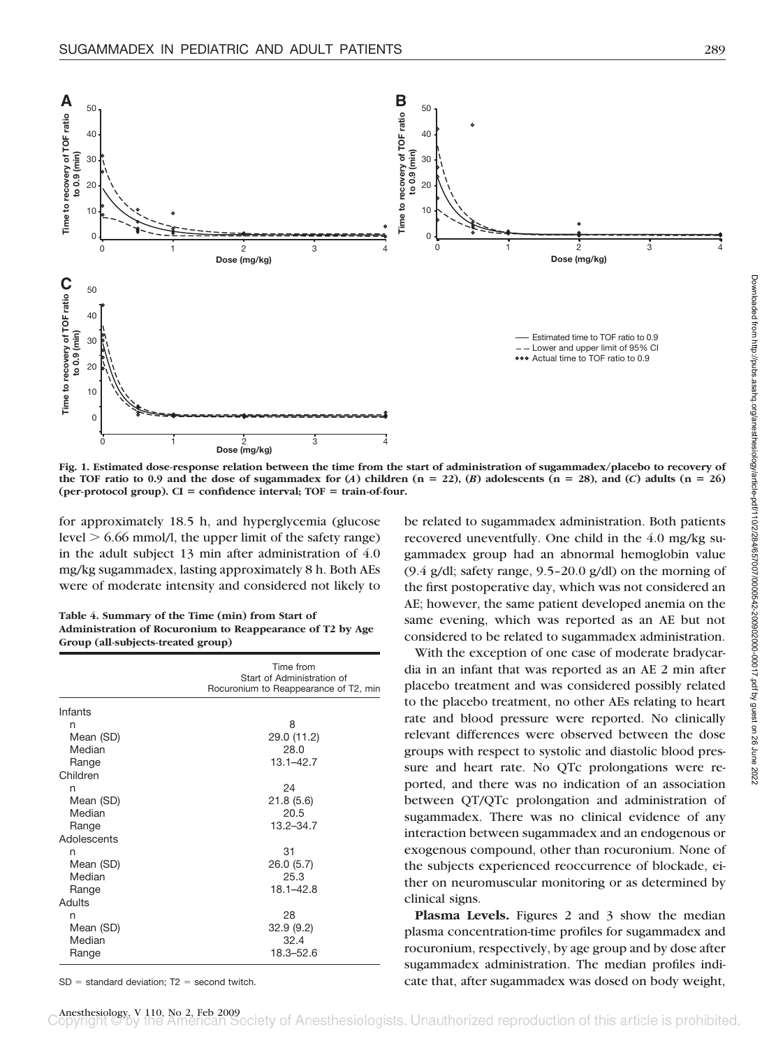Fig. 1. Estimated dose-response relation between the time from the start of administration of sugammadex/placebo to recovery of the TOF ratio to 0.9 and the dose of sugammadex for (*A*) children (n = 22), (*B*) adolescents (n = 28), and (*C*) adults (n = 26) (per-protocol group). CI = confidence interval; TOF = train-of-four.

for approximately 18.5 h, and hyperglycemia (glucose level > 6.66 mmol/l, the upper limit of the safety range) in the adult subject 13 min after administration of 4.0 mg/kg sugammadex, lasting approximately 8 h. Both AEs were of moderate intensity and considered not likely to be related to sugammadex administration. Both patients recovered uneventfully. One child in the 4.0 mg/kg sugammadex group had an abnormal hemoglobin value (9.4 g/dl; safety range, 9.5–20.0 g/dl) on the morning of the first postoperative day, which was not considered an AE; however, the same patient developed anemia on the same evening, which was reported as an AE but not considered to be related to sugammadex administration.

With the exception of one case of moderate bradycardia in an infant that was reported as an AE 2 min after placebo treatment and was considered possibly related to the placebo treatment, no other AEs relating to heart rate and blood pressure were reported. No clinically relevant differences were observed between the dose groups with respect to systolic and diastolic blood pressure and heart rate. No QTc prolongations were reported, and there was no indication of an association between QT/QTc prolongation and administration of sugammadex. There was no clinical evidence of any interaction between sugammadex and an endogenous or exogenous compound, other than rocuronium. None of the subjects experienced reoccurrence of blockade, either on neuromuscular monitoring or as determined by clinical signs.

**Plasma Levels.** Figures 2 and 3 show the median plasma concentration-time profiles for sugammadex and rocuronium, respectively, by age group and by dose after sugammadex administration. The median profiles indicate that, after sugammadex was dosed on body weight,

**Table 4. Summary of the Time (min) from Start of Administration of Rocuronium to Reappearance of T2 by Age Group (all-subjects-treated group)**

| | Time from Start of Administration of Rocuronium to Reappearance of T2, min |
|---|---|
| Infants | |
| n | 8 |
| Mean (SD) | 29.0 (11.2) |
| Median | 28.0 |
| Range | 13.1–42.7 |
| Children | |
| n | 24 |
| Mean (SD) | 21.8 (5.6) |
| Median | 20.5 |
| Range | 13.2–34.7 |
| Adolescents | |
| n | 31 |
| Mean (SD) | 26.0 (5.7) |
| Median | 25.3 |
| Range | 18.1–42.8 |
| Adults | |
| n | 28 |
| Mean (SD) | 32.9 (9.2) |
| Median | 32.4 |
| Range | 18.3–52.6 |

SD = standard deviation; T2 = second twitch.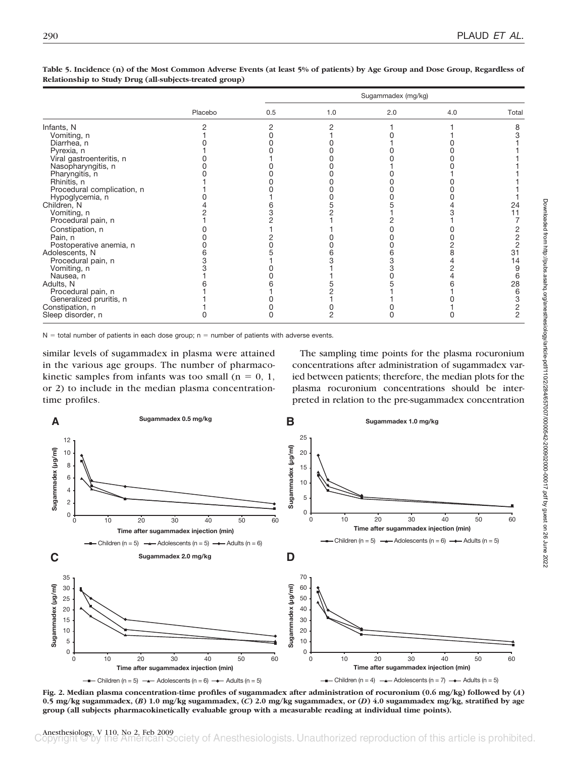**Table 5. Incidence (n) of the Most Common Adverse Events (at least 5% of patients) by Age Group and Dose Group, Regardless of Relationship to Study Drug (all-subjects-treated group)**

| | Placebo | Sugammadex (mg/kg) | | | | |
|---|---|---|---|---|---|---|
| | | 0.5 | 1.0 | 2.0 | 4.0 | Total |
| Infants, N | 2 | 2 | 2 | 1 | 1 | 8 |
| Vomiting, n | 1 | 0 | 1 | 0 | 1 | 3 |
| Diarrhea, n | 0 | 0 | 0 | 1 | 0 | 1 |
| Pyrexia, n | 1 | 0 | 0 | 0 | 0 | 1 |
| Viral gastroenteritis, n | 0 | 1 | 0 | 0 | 0 | 1 |
| Nasopharyngitis, n | 0 | 0 | 0 | 1 | 0 | 1 |
| Pharyngitis, n | 0 | 0 | 0 | 0 | 1 | 1 |
| Rhinitis, n | 1 | 0 | 0 | 0 | 0 | 1 |
| Procedural complication, n | 1 | 0 | 0 | 0 | 0 | 1 |
| Hypoglycemia, n | 0 | 1 | 0 | 0 | 0 | 1 |
| Children, N | 4 | 6 | 5 | 5 | 4 | 24 |
| Vomiting, n | 2 | 3 | 2 | 1 | 3 | 11 |
| Procedural pain, n | 1 | 2 | 1 | 2 | 1 | 7 |
| Constipation, n | 0 | 1 | 1 | 0 | 0 | 2 |
| Pain, n | 0 | 2 | 0 | 0 | 0 | 2 |
| Postoperative anemia, n | 0 | 0 | 0 | 0 | 2 | 2 |
| Adolescents, N | 6 | 5 | 6 | 6 | 8 | 31 |
| Procedural pain, n | 3 | 1 | 3 | 3 | 4 | 14 |
| Vomiting, n | 3 | 0 | 1 | 3 | 2 | 9 |
| Nausea, n | 1 | 0 | 1 | 0 | 4 | 6 |
| Adults, N | 6 | 6 | 5 | 5 | 6 | 28 |
| Procedural pain, n | 1 | 1 | 2 | 1 | 1 | 6 |
| Generalized pruritis, n | 1 | 0 | 1 | 1 | 0 | 3 |
| Constipation, n | 1 | 0 | 0 | 0 | 1 | 2 |
| Sleep disorder, n | 0 | 0 | 2 | 0 | 0 | 2 |

N = total number of patients in each dose group; n = number of patients with adverse events.

similar levels of sugammadex in plasma were attained in the various age groups. The number of pharmacokinetic samples from infants was too small (n = 0, 1, or 2) to include in the median plasma concentration-time profiles.

The sampling time points for the plasma rocuronium concentrations after administration of sugammadex varied between patients; therefore, the median plots for the plasma rocuronium concentrations should be interpreted in relation to the pre-sugammadex concentration

**Fig. 2. Median plasma concentration-time profiles of sugammadex after administration of rocuronium (0.6 mg/kg) followed by (*A*) 0.5 mg/kg sugammadex, (*B*) 1.0 mg/kg sugammadex, (*C*) 2.0 mg/kg sugammadex, or (*D*) 4.0 sugammadex mg/kg, stratified by age group (all subjects pharmacokinetically evaluable group with a measurable reading at individual time points).**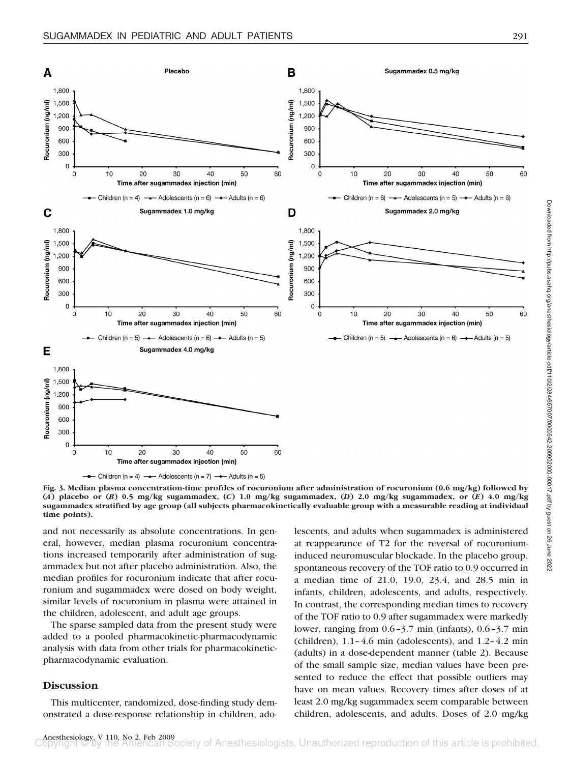**Fig. 3. Median plasma concentration-time profiles of rocuronium after administration of rocuronium (0.6 mg/kg) followed by (*A*) placebo or (*B*) 0.5 mg/kg sugammadex, (*C*) 1.0 mg/kg sugammadex, (*D*) 2.0 mg/kg sugammadex, or (*E*) 4.0 mg/kg sugammadex stratified by age group (all subjects pharmacokinetically evaluable group with a measurable reading at individual time points).**

and not necessarily as absolute concentrations. In general, however, median plasma rocuronium concentrations increased temporarily after administration of sugammadex but not after placebo administration. Also, the median profiles for rocuronium indicate that after rocuronium and sugammadex were dosed on body weight, similar levels of rocuronium in plasma were attained in the children, adolescent, and adult age groups.

The sparse sampled data from the present study were added to a pooled pharmacokinetic-pharmacodynamic analysis with data from other trials for pharmacokinetic-pharmacodynamic evaluation.

## Discussion

This multicenter, randomized, dose-finding study demonstrated a dose-response relationship in children, adolescents, and adults when sugammadex is administered at reappearance of T2 for the reversal of rocuronium-induced neuromuscular blockade. In the placebo group, spontaneous recovery of the TOF ratio to 0.9 occurred in a median time of 21.0, 19.0, 23.4, and 28.5 min in infants, children, adolescents, and adults, respectively. In contrast, the corresponding median times to recovery of the TOF ratio to 0.9 after sugammadex were markedly lower, ranging from 0.6–3.7 min (infants), 0.6–3.7 min (children), 1.1–4.6 min (adolescents), and 1.2–4.2 min (adults) in a dose-dependent manner (table 2). Because of the small sample size, median values have been presented to reduce the effect that possible outliers may have on mean values. Recovery times after doses of at least 2.0 mg/kg sugammadex seem comparable between children, adolescents, and adults. Doses of 2.0 mg/kg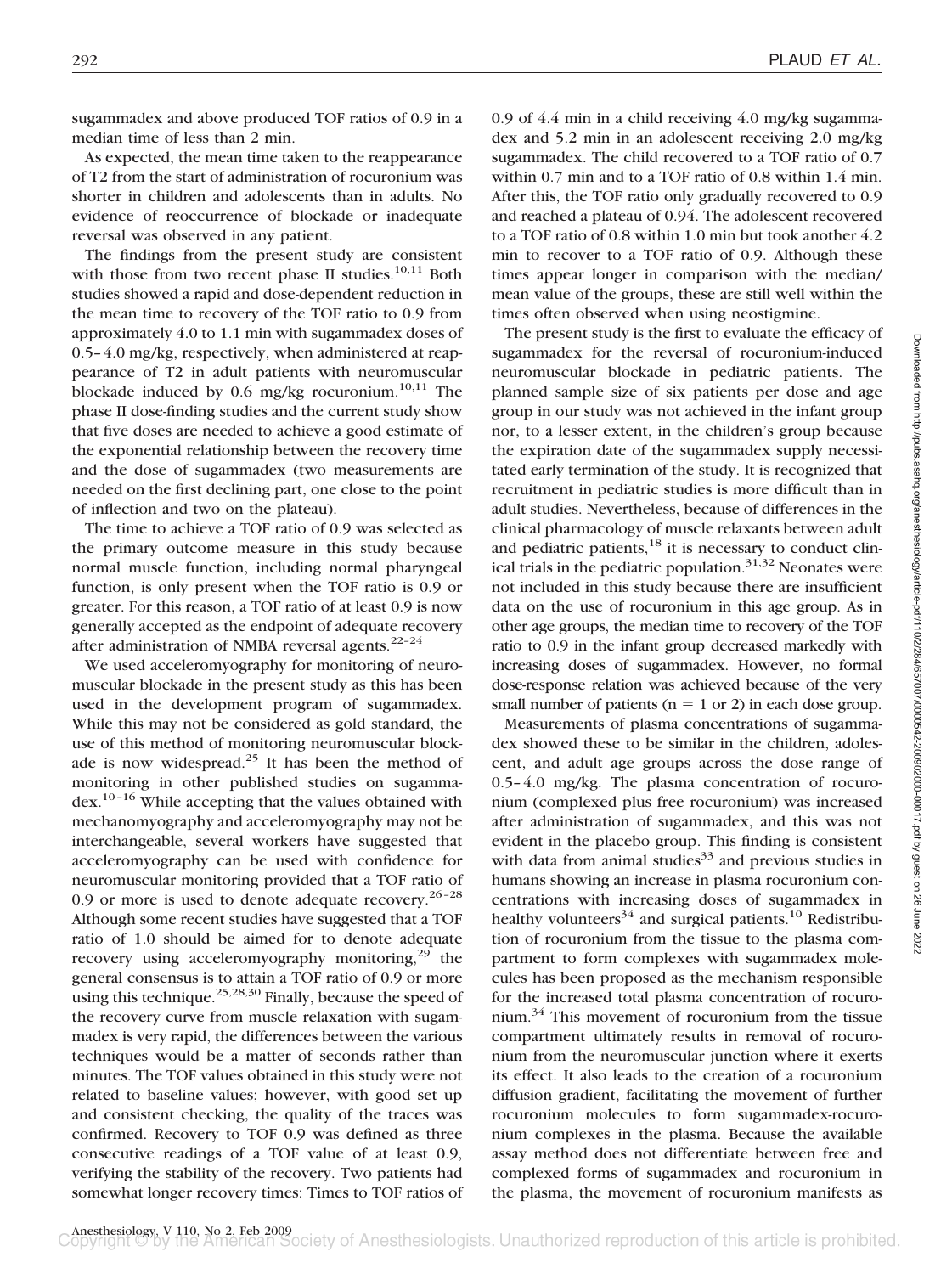sugammadex and above produced TOF ratios of 0.9 in a median time of less than 2 min.

As expected, the mean time taken to the reappearance of T2 from the start of administration of rocuronium was shorter in children and adolescents than in adults. No evidence of reoccurrence of blockade or inadequate reversal was observed in any patient.

The findings from the present study are consistent with those from two recent phase II studies.[10,11] Both studies showed a rapid and dose-dependent reduction in the mean time to recovery of the TOF ratio to 0.9 from approximately 4.0 to 1.1 min with sugammadex doses of 0.5–4.0 mg/kg, respectively, when administered at reappearance of T2 in adult patients with neuromuscular blockade induced by 0.6 mg/kg rocuronium.[10,11] The phase II dose-finding studies and the current study show that five doses are needed to achieve a good estimate of the exponential relationship between the recovery time and the dose of sugammadex (two measurements are needed on the first declining part, one close to the point of inflection and two on the plateau).

The time to achieve a TOF ratio of 0.9 was selected as the primary outcome measure in this study because normal muscle function, including normal pharyngeal function, is only present when the TOF ratio is 0.9 or greater. For this reason, a TOF ratio of at least 0.9 is now generally accepted as the endpoint of adequate recovery after administration of NMBA reversal agents.[22–24]

We used acceleromyography for monitoring of neuromuscular blockade in the present study as this has been used in the development program of sugammadex. While this may not be considered as gold standard, the use of this method of monitoring neuromuscular blockade is now widespread.[25] It has been the method of monitoring in other published studies on sugammadex.[10–16] While accepting that the values obtained with mechanomyography and acceleromyography may not be interchangeable, several workers have suggested that acceleromyography can be used with confidence for neuromuscular monitoring provided that a TOF ratio of 0.9 or more is used to denote adequate recovery.[26–28] Although some recent studies have suggested that a TOF ratio of 1.0 should be aimed for to denote adequate recovery using acceleromyography monitoring,[29] the general consensus is to attain a TOF ratio of 0.9 or more using this technique.[25,28,30] Finally, because the speed of the recovery curve from muscle relaxation with sugammadex is very rapid, the differences between the various techniques would be a matter of seconds rather than minutes. The TOF values obtained in this study were not related to baseline values; however, with good set up and consistent checking, the quality of the traces was confirmed. Recovery to TOF 0.9 was defined as three consecutive readings of a TOF value of at least 0.9, verifying the stability of the recovery. Two patients had somewhat longer recovery times: Times to TOF ratios of 0.9 of 4.4 min in a child receiving 4.0 mg/kg sugammadex and 5.2 min in an adolescent receiving 2.0 mg/kg sugammadex. The child recovered to a TOF ratio of 0.7 within 0.7 min and to a TOF ratio of 0.8 within 1.4 min. After this, the TOF ratio only gradually recovered to 0.9 and reached a plateau of 0.94. The adolescent recovered to a TOF ratio of 0.8 within 1.0 min but took another 4.2 min to recover to a TOF ratio of 0.9. Although these times appear longer in comparison with the median/mean value of the groups, these are still well within the times often observed when using neostigmine.

The present study is the first to evaluate the efficacy of sugammadex for the reversal of rocuronium-induced neuromuscular blockade in pediatric patients. The planned sample size of six patients per dose and age group in our study was not achieved in the infant group nor, to a lesser extent, in the children's group because the expiration date of the sugammadex supply necessitated early termination of the study. It is recognized that recruitment in pediatric studies is more difficult than in adult studies. Nevertheless, because of differences in the clinical pharmacology of muscle relaxants between adult and pediatric patients,[18] it is necessary to conduct clinical trials in the pediatric population.[31,32] Neonates were not included in this study because there are insufficient data on the use of rocuronium in this age group. As in other age groups, the median time to recovery of the TOF ratio to 0.9 in the infant group decreased markedly with increasing doses of sugammadex. However, no formal dose-response relation was achieved because of the very small number of patients ($n = 1$ or 2) in each dose group.

Measurements of plasma concentrations of sugammadex showed these to be similar in the children, adolescent, and adult age groups across the dose range of 0.5–4.0 mg/kg. The plasma concentration of rocuronium (complexed plus free rocuronium) was increased after administration of sugammadex, and this was not evident in the placebo group. This finding is consistent with data from animal studies[33] and previous studies in humans showing an increase in plasma rocuronium concentrations with increasing doses of sugammadex in healthy volunteers[34] and surgical patients.[10] Redistribution of rocuronium from the tissue to the plasma compartment to form complexes with sugammadex molecules has been proposed as the mechanism responsible for the increased total plasma concentration of rocuronium.[34] This movement of rocuronium from the tissue compartment ultimately results in removal of rocuronium from the neuromuscular junction where it exerts its effect. It also leads to the creation of a rocuronium diffusion gradient, facilitating the movement of further rocuronium molecules to form sugammadex-rocuronium complexes in the plasma. Because the available assay method does not differentiate between free and complexed forms of sugammadex and rocuronium in the plasma, the movement of rocuronium manifests as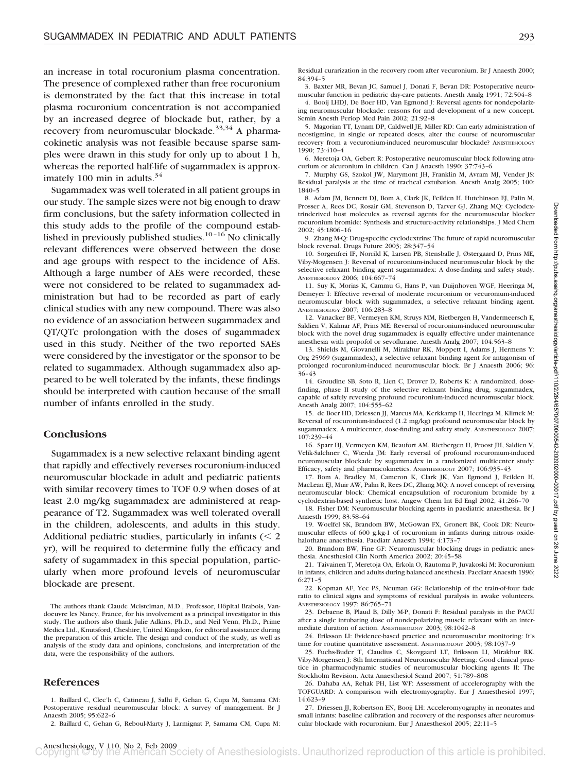an increase in total rocuronium plasma concentration. The presence of complexed rather than free rocuronium is demonstrated by the fact that this increase in total plasma rocuronium concentration is not accompanied by an increased degree of blockade but, rather, by a recovery from neuromuscular blockade.[33,34] A pharmacokinetic analysis was not feasible because sparse samples were drawn in this study for only up to about 1 h, whereas the reported half-life of sugammadex is approximately 100 min in adults.[34]

Sugammadex was well tolerated in all patient groups in our study. The sample sizes were not big enough to draw firm conclusions, but the safety information collected in this study adds to the profile of the compound established in previously published studies.[10–16] No clinically relevant differences were observed between the dose and age groups with respect to the incidence of AEs. Although a large number of AEs were recorded, these were not considered to be related to sugammadex administration but had to be recorded as part of early clinical studies with any new compound. There was also no evidence of an association between sugammadex and QT/QTc prolongation with the doses of sugammadex used in this study. Neither of the two reported SAEs were considered by the investigator or the sponsor to be related to sugammadex. Although sugammadex also appeared to be well tolerated by the infants, these findings should be interpreted with caution because of the small number of infants enrolled in the study.

## Conclusions

Sugammadex is a new selective relaxant binding agent that rapidly and effectively reverses rocuronium-induced neuromuscular blockade in adult and pediatric patients with similar recovery times to TOF 0.9 when doses of at least 2.0 mg/kg sugammadex are administered at reappearance of T2. Sugammadex was well tolerated overall in the children, adolescents, and adults in this study. Additional pediatric studies, particularly in infants (< 2 yr), will be required to determine fully the efficacy and safety of sugammadex in this special population, particularly when more profound levels of neuromuscular blockade are present.

The authors thank Claude Meistelman, M.D., Professor, Hôpital Brabois, Vandoeuvre les Nancy, France, for his involvement as a principal investigator in this study. The authors also thank Julie Adkins, Ph.D., and Neil Venn, Ph.D., Prime Medica Ltd., Knutsford, Cheshire, United Kingdom, for editorial assistance during the preparation of this article. The design and conduct of the study, as well as analysis of the study data and opinions, conclusions, and interpretation of the data, were the responsibility of the authors.

## References

1. Baillard C, Clec'h C, Catineau J, Salhi F, Gehan G, Cupa M, Samama CM: Postoperative residual neuromuscular block: A survey of management. Br J Anaesth 2005; 95:622–6
2. Baillard C, Gehan G, Reboul-Marty J, Larmignat P, Samama CM, Cupa M: Residual curarization in the recovery room after vecuronium. Br J Anaesth 2000; 84:394–5
3. Baxter MR, Bevan JC, Samuel J, Donati F, Bevan DR: Postoperative neuromuscular function in pediatric day-care patients. Anesth Analg 1991; 72:504–8
4. Booij LHDJ, De Boer HD, Van Egmond J: Reversal agents for nondepolarizing neuromuscular blockade: reasons for and development of a new concept. Semin Anesth Periop Med Pain 2002; 21:92–8
5. Magorian TT, Lynam DP, Caldwell JE, Miller RD: Can early administration of neostigmine, in single or repeated doses, alter the course of neuromuscular recovery from a vecuronium-induced neuromuscular blockade? Anesthesiology 1990; 73:410–4
6. Meretoja OA, Gebert R: Postoperative neuromuscular block following atracurium or alcuronium in children. Can J Anaesth 1990; 37:743–6
7. Murphy GS, Szokol JW, Marymont JH, Franklin M, Avram MJ, Vender JS: Residual paralysis at the time of tracheal extubation. Anesth Analg 2005; 100:1840–5
8. Adam JM, Bennett DJ, Bom A, Clark JK, Feilden H, Hutchinson EJ, Palin M, Prosser A, Rees DC, Rosair GM, Stevenson D, Tarver GJ, Zhang MQ: Cyclodextrinderived host molecules as reversal agents for the neuromuscular blocker rocuronium bromide: Synthesis and structure-activity relationships. J Med Chem 2002; 45:1806–16
9. Zhang M-Q: Drug-specific cyclodextrins: The future of rapid neuromuscular block reversal. Drugs Future 2003; 28:347–54
10. Sorgenfrei IF, Norrild K, Larsen PB, Stensballe J, Østergaard D, Prins ME, Viby-Mogensen J: Reversal of rocuronium-induced neuromuscular block by the selective relaxant binding agent sugammadex: A dose-finding and safety study. Anesthesiology 2006; 104:667–74
11. Suy K, Morias K, Cammu G, Hans P, van Duijnhoven WGF, Heeringa M, Demeyer I: Effective reversal of moderate rocuronium or vecuronium-induced neuromuscular block with sugammadex, a selective relaxant binding agent. Anesthesiology 2007; 106:283–8
12. Vanacker BF, Vermeyen KM, Struys MM, Rietbergen H, Vandermeersch E, Saldien V, Kalmar AF, Prins ME: Reversal of rocuronium-induced neuromuscular block with the novel drug sugammadex is equally effective under maintenance anesthesia with propofol or sevoflurane. Anesth Analg 2007; 104:563–8
13. Shields M, Giovanelli M, Mirakhur RK, Moppett I, Adams J, Hermens Y: Org 25969 (sugammadex), a selective relaxant binding agent for antagonism of prolonged rocuronium-induced neuromuscular block. Br J Anaesth 2006; 96:36–43
14. Groudine SB, Soto R, Lien C, Drover D, Roberts K: A randomized, dose-finding, phase II study of the selective relaxant binding drug, sugammadex, capable of safely reversing profound rocuronium-induced neuromuscular block. Anesth Analg 2007; 104:555–62
15. de Boer HD, Driessen JJ, Marcus MA, Kerkkamp H, Heeringa M, Klimek M: Reversal of rocuronium-induced (1.2 mg/kg) profound neuromuscular block by sugammadex. A multicenter, dose-finding and safety study. Anesthesiology 2007; 107:239–44
16. Sparr HJ, Vermeyen KM, Beaufort AM, Rietbergen H, Proost JH, Saldien V, Velik-Salchner C, Wierda JM: Early reversal of profound rocuronium-induced neuromuscular blockade by sugammadex in a randomized multicenter study: Efficacy, safety and pharmacokinetics. Anesthesiology 2007; 106:935–43
17. Bom A, Bradley M, Cameron K, Clark JK, Van Egmond J, Feilden H, MacLean EJ, Muir AW, Palin R, Rees DC, Zhang MQ: A novel concept of reversing neuromuscular block: Chemical encapsulation of rocuronium bromide by a cyclodextrin-based synthetic host. Angew Chem Int Ed Engl 2002; 41:266–70
18. Fisher DM: Neuromuscular blocking agents in paediatric anaesthesia. Br J Anaesth 1999; 83:58–64
19. Woelfel SK, Brandom BW, McGowan FX, Gronert BK, Cook DR: Neuromuscular effects of 600 g.kg-1 of rocuronium in infants during nitrous oxide-halothane anaesthesia. Paediatr Anaesth 1994; 4:173–7
20. Brandom BW, Fine GF: Neuromuscular blocking drugs in pediatric anesthesia. Anesthesiol Clin North America 2002; 20:45–58
21. Taivainen T, Meretoja OA, Erkola O, Rautoma P, Juvakoski M: Rocuronium in infants, children and adults during balanced anesthesia. Paediatr Anaesth 1996; 6:271–5
22. Kopman AF, Yee PS, Neuman GG: Relationship of the train-of-four fade ratio to clinical signs and symptoms of residual paralysis in awake volunteers. Anesthesiology 1997; 86:765–71
23. Debaene B, Plaud B, Dilly M-P, Donati F: Residual paralysis in the PACU after a single intubating dose of nondepolarizing muscle relaxant with an intermediate duration of action. Anesthesiology 2003; 98:1042–8
24. Eriksson LI: Evidence-based practice and neuromuscular monitoring: It's time for routine quantitative assessment. Anesthesiology 2003; 98:1037–9
25. Fuchs-Buder T, Claudius C, Skovgaard LT, Eriksson LI, Mirakhur RK, Viby-Morgensen J: 8th International Neuromuscular Meeting: Good clinical practice in pharmacodynamic studies of neuromuscular blocking agents II: The Stockholm Revision. Acta Anaesthesiol Scand 2007; 51:789–808
26. Dahaba AA, Rehak PH, List WF: Assessment of accelerography with the TOFGUARD: A comparison with electromyography. Eur J Anaesthesiol 1997; 14:623–9
27. Driessen JJ, Robertson EN, Booij LH: Acceleromyography in neonates and small infants: baseline calibration and recovery of the responses after neuromuscular blockade with rocuronium. Eur J Anaesthesiol 2005; 22:11–5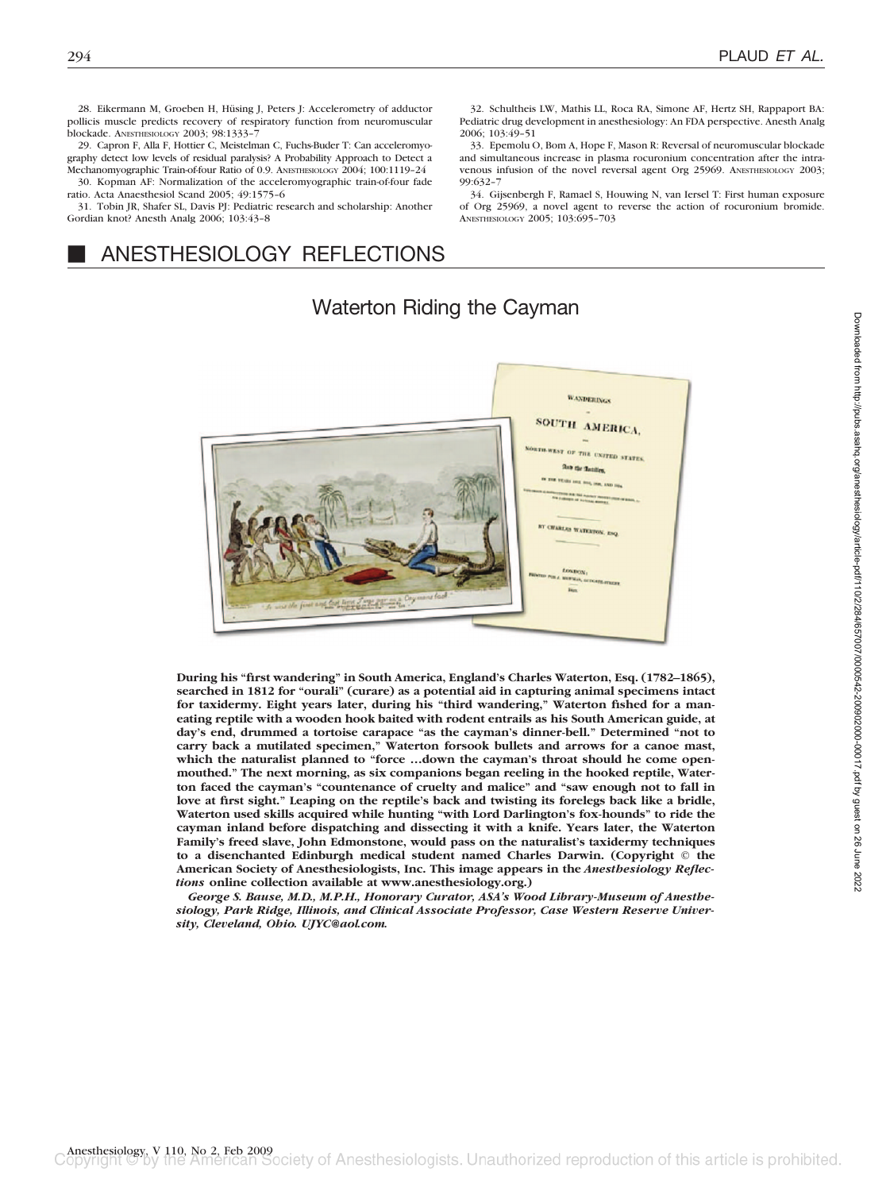28. Eikermann M, Groeben H, Hüsing J, Peters J: Accelerometry of adductor pollicis muscle predicts recovery of respiratory function from neuromuscular blockade. ANESTHESIOLOGY 2003; 98:1333–7

29. Capron F, Alla F, Hottier C, Meistelman C, Fuchs-Buder T: Can acceleromyography detect low levels of residual paralysis? A Probability Approach to Detect a Mechanomyographic Train-of-four Ratio of 0.9. ANESTHESIOLOGY 2004; 100:1119–24

30. Kopman AF: Normalization of the acceleromyographic train-of-four fade ratio. Acta Anaesthesiol Scand 2005; 49:1575–6

31. Tobin JR, Shafer SL, Davis PJ: Pediatric research and scholarship: Another Gordian knot? Anesth Analg 2006; 103:43–8

32. Schultheis LW, Mathis LL, Roca RA, Simone AF, Hertz SH, Rappaport BA: Pediatric drug development in anesthesiology: An FDA perspective. Anesth Analg 2006; 103:49–51

33. Epemolu O, Bom A, Hope F, Mason R: Reversal of neuromuscular blockade and simultaneous increase in plasma rocuronium concentration after the intravenous infusion of the novel reversal agent Org 25969. ANESTHESIOLOGY 2003; 99:632–7

34. Gijsenbergh F, Ramael S, Houwing N, van Iersel T: First human exposure of Org 25969, a novel agent to reverse the action of rocuronium bromide. ANESTHESIOLOGY 2005; 103:695–703

## ANESTHESIOLOGY REFLECTIONS

### Waterton Riding the Cayman

**During his "first wandering" in South America, England's Charles Waterton, Esq. (1782–1865), searched in 1812 for "ourali" (curare) as a potential aid in capturing animal specimens intact for taxidermy. Eight years later, during his "third wandering," Waterton fished for a man-eating reptile with a wooden hook baited with rodent entrails as his South American guide, at day's end, drummed a tortoise carapace "as the cayman's dinner-bell." Determined "not to carry back a mutilated specimen," Waterton forsook bullets and arrows for a canoe mast, which the naturalist planned to "force …down the cayman's throat should he come open-mouthed." The next morning, as six companions began reeling in the hooked reptile, Waterton faced the cayman's "countenance of cruelty and malice" and "saw enough not to fall in love at first sight." Leaping on the reptile's back and twisting its forelegs back like a bridle, Waterton used skills acquired while hunting "with Lord Darlington's fox-hounds" to ride the cayman inland before dispatching and dissecting it with a knife. Years later, the Waterton Family's freed slave, John Edmonstone, would pass on the naturalist's taxidermy techniques to a disenchanted Edinburgh medical student named Charles Darwin. (Copyright © the American Society of Anesthesiologists, Inc. This image appears in the *Anesthesiology Reflections* online collection available at www.anesthesiology.org.)**

***George S. Bause, M.D., M.P.H., Honorary Curator, ASA's Wood Library-Museum of Anesthesiology, Park Ridge, Illinois, and Clinical Associate Professor, Case Western Reserve University, Cleveland, Ohio. UJYC@aol.com.***